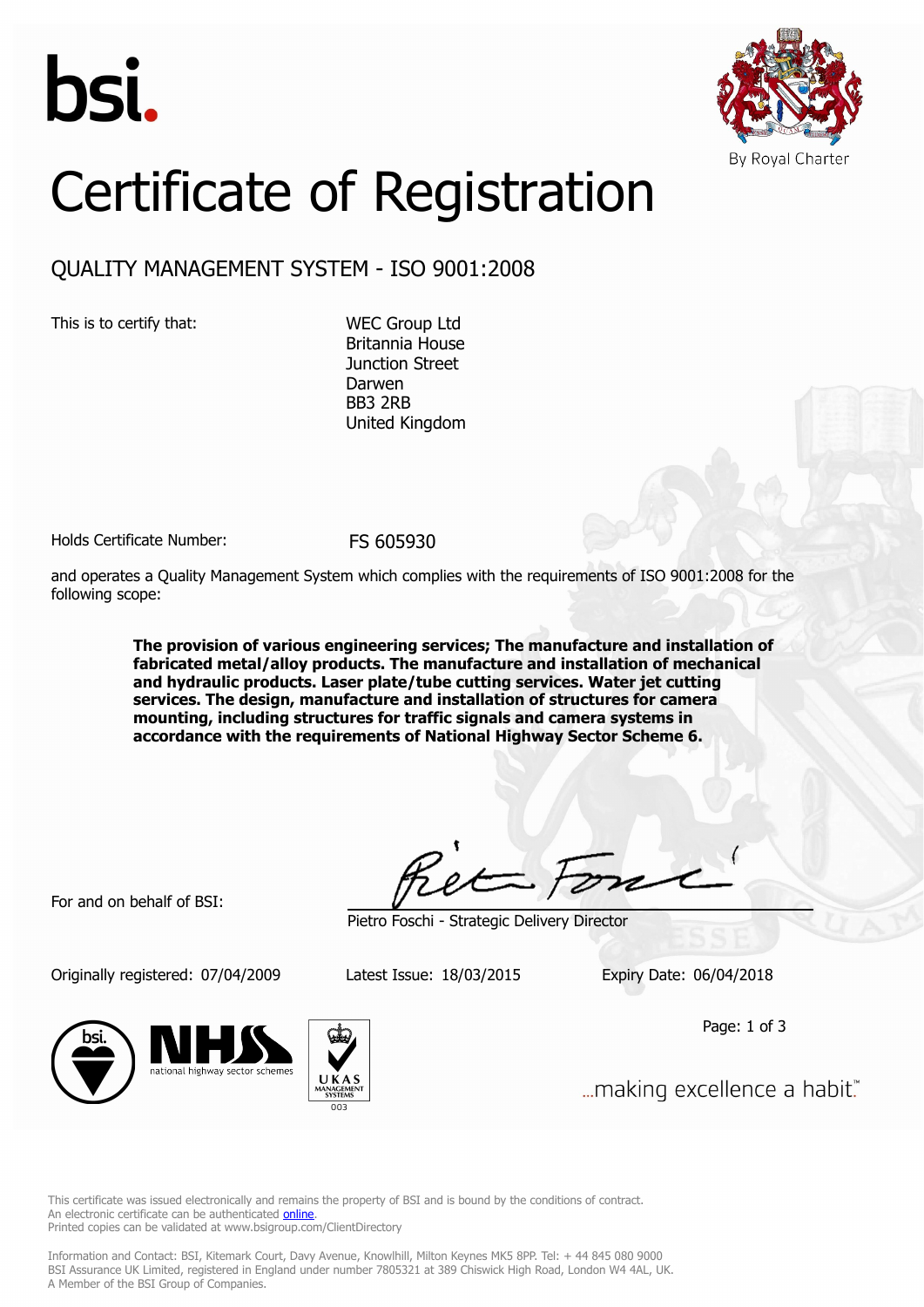bsi.

By Royal Charter

# Certificate of Registration

## QUALITY MANAGEMENT SYSTEM - ISO 9001:2008

This is to certify that:

WEC Group Ltd
Britannia House
Junction Street
Darwen
BB3 2RB
United Kingdom

Holds Certificate Number: FS 605930

and operates a Quality Management System which complies with the requirements of ISO 9001:2008 for the following scope:

**The provision of various engineering services; The manufacture and installation of fabricated metal/alloy products. The manufacture and installation of mechanical and hydraulic products. Laser plate/tube cutting services. Water jet cutting services. The design, manufacture and installation of structures for camera mounting, including structures for traffic signals and camera systems in accordance with the requirements of National Highway Sector Scheme 6.**

For and on behalf of BSI:

Pietro Foschi - Strategic Delivery Director

Originally registered: 07/04/2009 Latest Issue: 18/03/2015 Expiry Date: 06/04/2018

national highway sector schemes

UKAS MANAGEMENT SYSTEMS 003

...making excellence a habit.™

This certificate was issued electronically and remains the property of BSI and is bound by the conditions of contract.
An electronic certificate can be authenticated online.
Printed copies can be validated at www.bsigroup.com/ClientDirectory

Information and Contact: BSI, Kitemark Court, Davy Avenue, Knowlhill, Milton Keynes MK5 8PP. Tel: + 44 845 080 9000
BSI Assurance UK Limited, registered in England under number 7805321 at 389 Chiswick High Road, London W4 4AL, UK.
A Member of the BSI Group of Companies.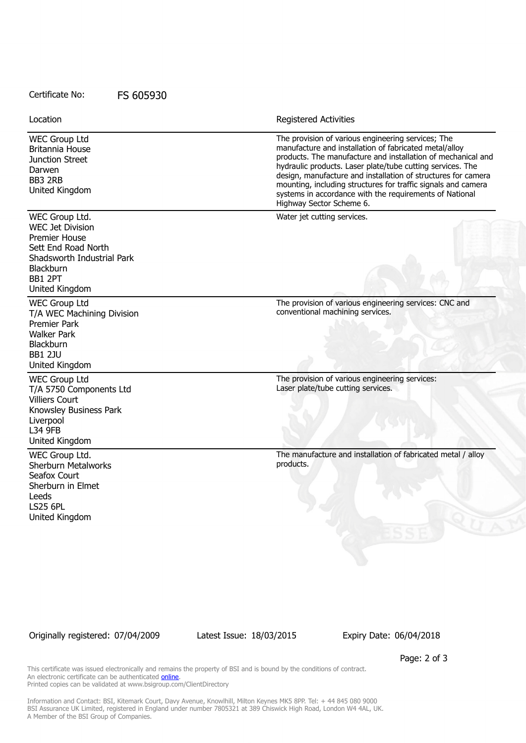Certificate No: FS 605930

| Location | Registered Activities |
| --- | --- |
| WEC Group Ltd<br>Britannia House<br>Junction Street<br>Darwen<br>BB3 2RB<br>United Kingdom | The provision of various engineering services; The manufacture and installation of fabricated metal/alloy products. The manufacture and installation of mechanical and hydraulic products. Laser plate/tube cutting services. The design, manufacture and installation of structures for camera mounting, including structures for traffic signals and camera systems in accordance with the requirements of National Highway Sector Scheme 6. |
| WEC Group Ltd.<br>WEC Jet Division<br>Premier House<br>Sett End Road North<br>Shadsworth Industrial Park<br>Blackburn<br>BB1 2PT<br>United Kingdom | Water jet cutting services. |
| WEC Group Ltd<br>T/A WEC Machining Division<br>Premier Park<br>Walker Park<br>Blackburn<br>BB1 2JU<br>United Kingdom | The provision of various engineering services: CNC and conventional machining services. |
| WEC Group Ltd<br>T/A 5750 Components Ltd<br>Villiers Court<br>Knowsley Business Park<br>Liverpool<br>L34 9FB<br>United Kingdom | The provision of various engineering services: Laser plate/tube cutting services. |
| WEC Group Ltd.<br>Sherburn Metalworks<br>Seafox Court<br>Sherburn in Elmet<br>Leeds<br>LS25 6PL<br>United Kingdom | The manufacture and installation of fabricated metal / alloy products. |

Originally registered: 07/04/2009 Latest Issue: 18/03/2015 Expiry Date: 06/04/2018

This certificate was issued electronically and remains the property of BSI and is bound by the conditions of contract.
An electronic certificate can be authenticated online.
Printed copies can be validated at www.bsigroup.com/ClientDirectory

Information and Contact: BSI, Kitemark Court, Davy Avenue, Knowlhill, Milton Keynes MK5 8PP. Tel: + 44 845 080 9000
BSI Assurance UK Limited, registered in England under number 7805321 at 389 Chiswick High Road, London W4 4AL, UK.
A Member of the BSI Group of Companies.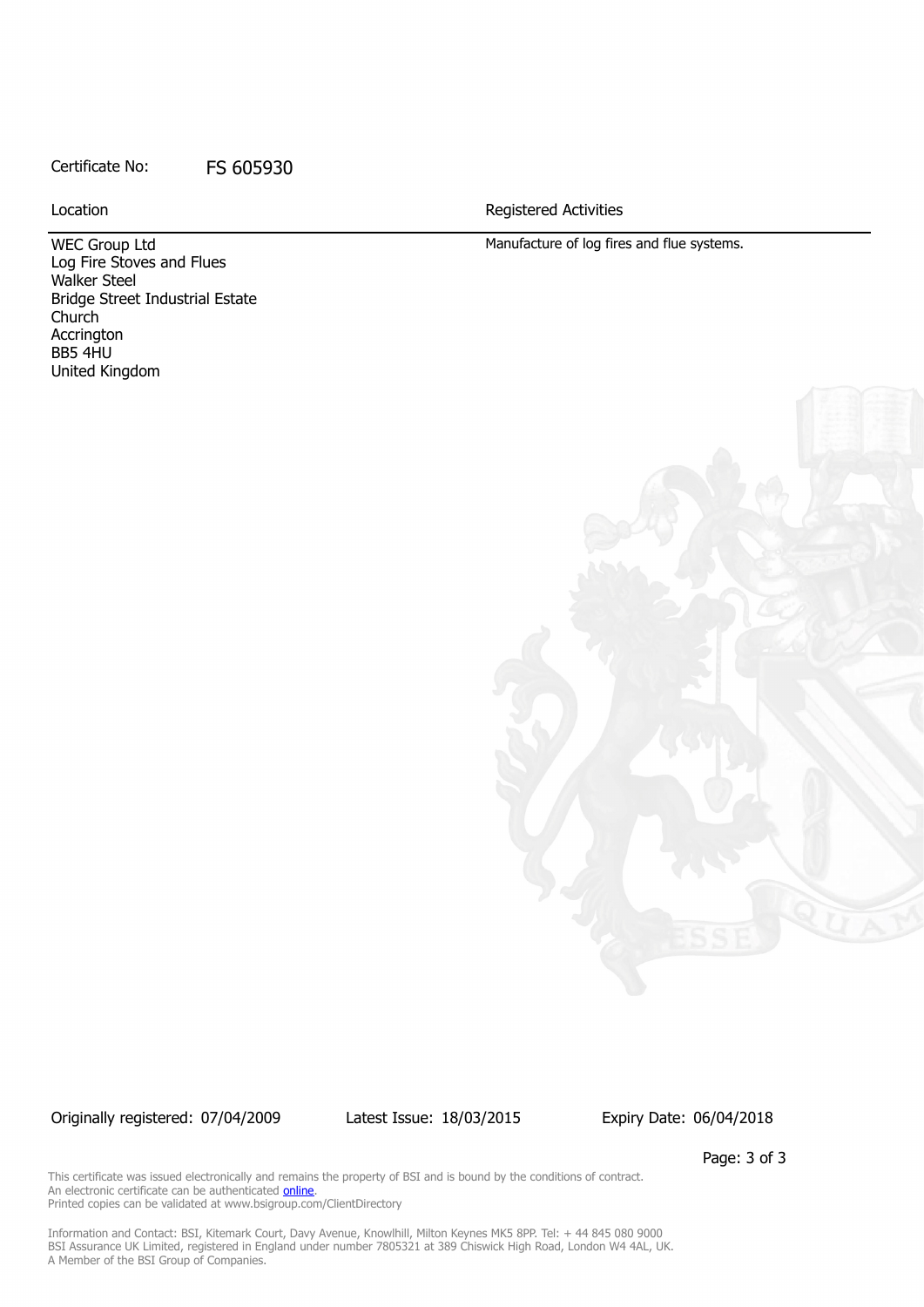Certificate No: FS 605930

| Location | Registered Activities |
| --- | --- |
| WEC Group Ltd<br>Log Fire Stoves and Flues<br>Walker Steel<br>Bridge Street Industrial Estate<br>Church<br>Accrington<br>BB5 4HU<br>United Kingdom | Manufacture of log fires and flue systems. |

Originally registered: 07/04/2009 Latest Issue: 18/03/2015 Expiry Date: 06/04/2018

This certificate was issued electronically and remains the property of BSI and is bound by the conditions of contract.
An electronic certificate can be authenticated online.
Printed copies can be validated at www.bsigroup.com/ClientDirectory

Information and Contact: BSI, Kitemark Court, Davy Avenue, Knowlhill, Milton Keynes MK5 8PP. Tel: + 44 845 080 9000
BSI Assurance UK Limited, registered in England under number 7805321 at 389 Chiswick High Road, London W4 4AL, UK.
A Member of the BSI Group of Companies.